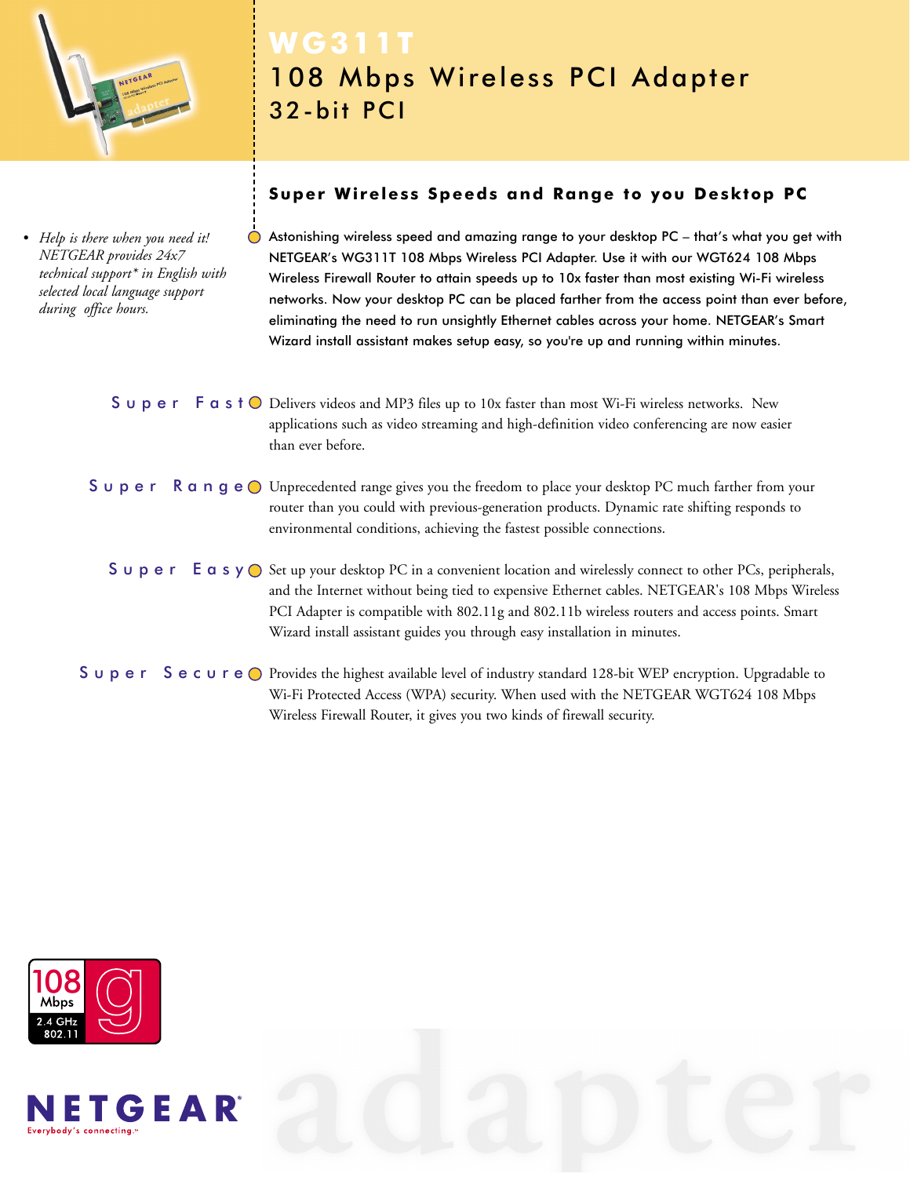# WG311T

## 108 Mbps Wireless PCI Adapter

## 32-bit PCI

### Super Wireless Speeds and Range to you Desktop PC

- *Help is there when you need it! NETGEAR provides 24x7 technical support\* in English with selected local language support during office hours.*

Astonishing wireless speed and amazing range to your desktop PC – that's what you get with NETGEAR's WG311T 108 Mbps Wireless PCI Adapter. Use it with our WGT624 108 Mbps Wireless Firewall Router to attain speeds up to 10x faster than most existing Wi-Fi wireless networks. Now your desktop PC can be placed farther from the access point than ever before, eliminating the need to run unsightly Ethernet cables across your home. NETGEAR's Smart Wizard install assistant makes setup easy, so you're up and running within minutes.

**Super Fast** Delivers videos and MP3 files up to 10x faster than most Wi-Fi wireless networks. New applications such as video streaming and high-definition video conferencing are now easier than ever before.

**Super Range** Unprecedented range gives you the freedom to place your desktop PC much farther from your router than you could with previous-generation products. Dynamic rate shifting responds to environmental conditions, achieving the fastest possible connections.

**Super Easy** Set up your desktop PC in a convenient location and wirelessly connect to other PCs, peripherals, and the Internet without being tied to expensive Ethernet cables. NETGEAR's 108 Mbps Wireless PCI Adapter is compatible with 802.11g and 802.11b wireless routers and access points. Smart Wizard install assistant guides you through easy installation in minutes.

**Super Secure** Provides the highest available level of industry standard 128-bit WEP encryption. Upgradable to Wi-Fi Protected Access (WPA) security. When used with the NETGEAR WGT624 108 Mbps Wireless Firewall Router, it gives you two kinds of firewall security.

108 Mbps 2.4 GHz 802.11 g

NETGEAR
Everybody's connecting.™

adapter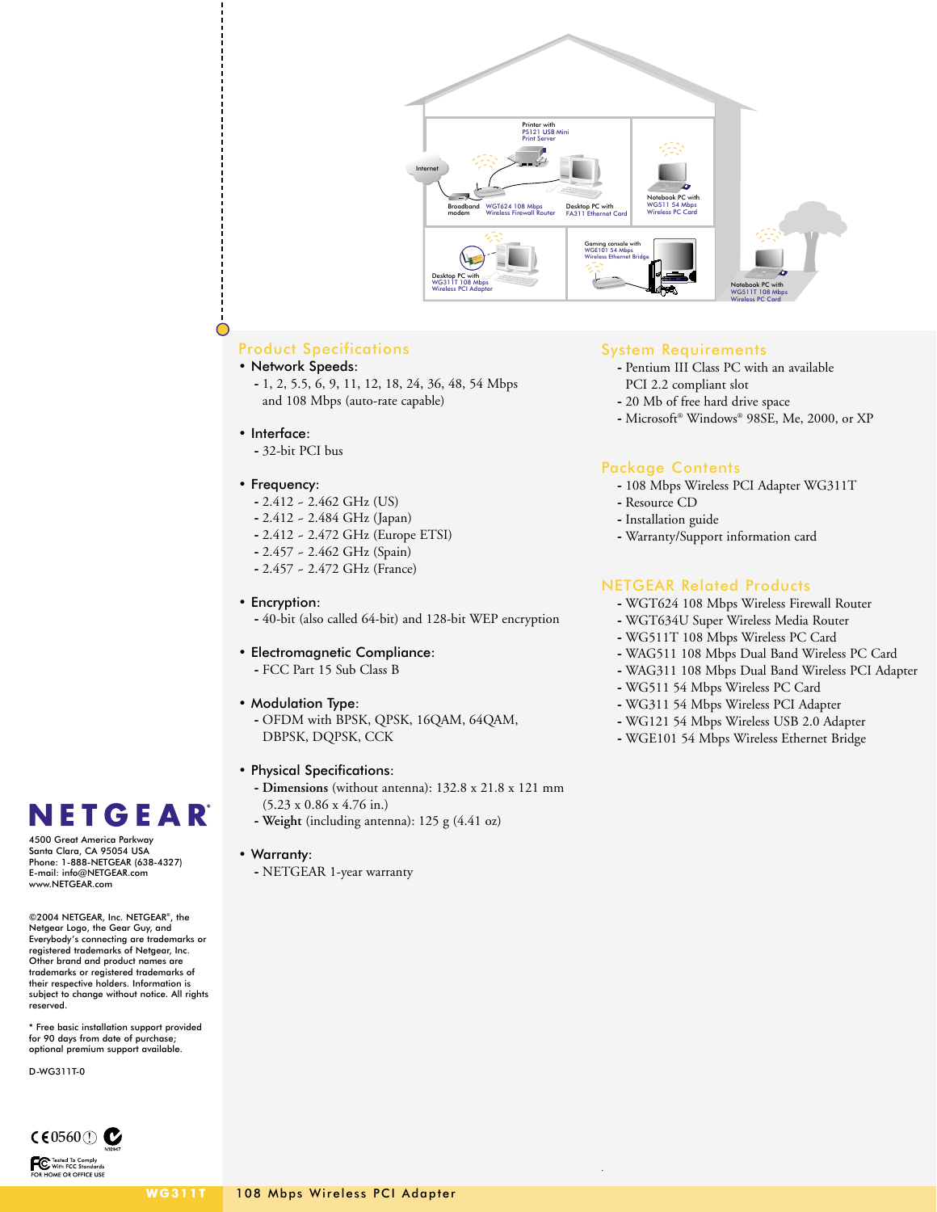Internet

Broadband modem

WGT624 108 Mbps Wireless Firewall Router

Printer with PS121 USB Mini Print Server

Desktop PC with FA311 Ethernet Card

Notebook PC with WG511 54 Mbps Wireless PC Card

Desktop PC with WG311T 108 Mbps Wireless PCI Adapter

Gaming console with WGE101 54 Mbps Wireless Ethernet Bridge

Notebook PC with WG511T 108 Mbps Wireless PC Card

## Product Specifications

- Network Speeds:
  - 1, 2, 5.5, 6, 9, 11, 12, 18, 24, 36, 48, 54 Mbps and 108 Mbps (auto-rate capable)
- Interface:
  - 32-bit PCI bus
- Frequency:
  - 2.412 ~ 2.462 GHz (US)
  - 2.412 ~ 2.484 GHz (Japan)
  - 2.412 ~ 2.472 GHz (Europe ETSI)
  - 2.457 ~ 2.462 GHz (Spain)
  - 2.457 ~ 2.472 GHz (France)
- Encryption:
  - 40-bit (also called 64-bit) and 128-bit WEP encryption
- Electromagnetic Compliance:
  - FCC Part 15 Sub Class B
- Modulation Type:
  - OFDM with BPSK, QPSK, 16QAM, 64QAM, DBPSK, DQPSK, CCK
- Physical Specifications:
  - **Dimensions** (without antenna): 132.8 x 21.8 x 121 mm (5.23 x 0.86 x 4.76 in.)
  - **Weight** (including antenna): 125 g (4.41 oz)
- Warranty:
  - NETGEAR 1-year warranty

## System Requirements

- Pentium III Class PC with an available PCI 2.2 compliant slot
- 20 Mb of free hard drive space
- Microsoft® Windows® 98SE, Me, 2000, or XP

## Package Contents

- 108 Mbps Wireless PCI Adapter WG311T
- Resource CD
- Installation guide
- Warranty/Support information card

## NETGEAR Related Products

- WGT624 108 Mbps Wireless Firewall Router
- WGT634U Super Wireless Media Router
- WG511T 108 Mbps Wireless PC Card
- WAG511 108 Mbps Dual Band Wireless PC Card
- WAG311 108 Mbps Dual Band Wireless PCI Adapter
- WG511 54 Mbps Wireless PC Card
- WG311 54 Mbps Wireless PCI Adapter
- WG121 54 Mbps Wireless USB 2.0 Adapter
- WGE101 54 Mbps Wireless Ethernet Bridge

**NETGEAR®**

4500 Great America Parkway
Santa Clara, CA 95054 USA
Phone: 1-888-NETGEAR (638-4327)
E-mail: info@NETGEAR.com
www.NETGEAR.com

©2004 NETGEAR, Inc. NETGEAR®, the Netgear Logo, the Gear Guy, and Everybody's connecting are trademarks or registered trademarks of Netgear, Inc. Other brand and product names are trademarks or registered trademarks of their respective holders. Information is subject to change without notice. All rights reserved.

* Free basic installation support provided for 90 days from date of purchase; optional premium support available.

D-WG311T-0

CE 0560 ⓘ N10947

FC Tested To Comply With FCC Standards FOR HOME OR OFFICE USE

WG311T 108 Mbps Wireless PCI Adapter